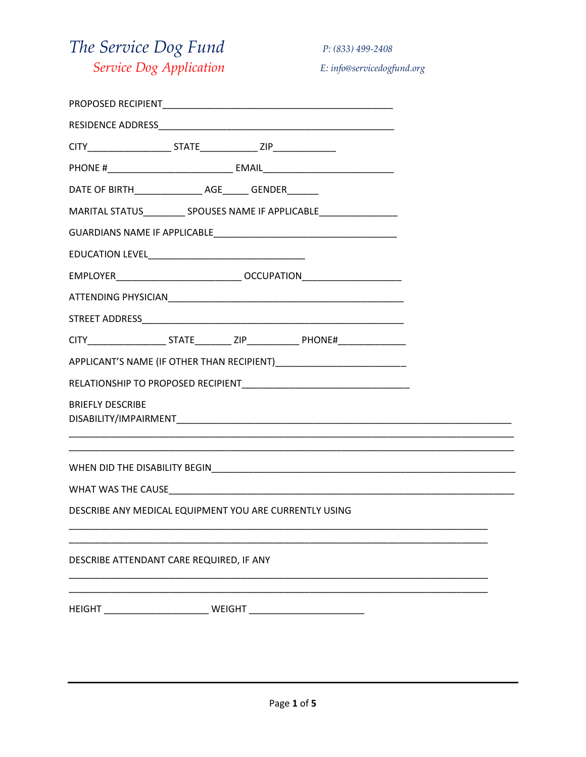# *The Service Dog Fund*

## *Service Dog Application*

*P: (833) 499-2408*

*E: info@servicedogfund.org*

PROPOSED RECIPIENT____________________________________________

RESIDENCE ADDRESS_____________________________________________

CITY________________ STATE___________ ZIP____________

PHONE #________________________ EMAIL_________________________

DATE OF BIRTH_____________ AGE_____ GENDER______

MARITAL STATUS________ SPOUSES NAME IF APPLICABLE_______________

GUARDIANS NAME IF APPLICABLE___________________________________

EDUCATION LEVEL______________________________

EMPLOYER________________________ OCCUPATION__________________

ATTENDING PHYSICIAN_____________________________________________

STREET ADDRESS__________________________________________________

CITY_______________ STATE_______ ZIP__________ PHONE#_____________

APPLICANT'S NAME (IF OTHER THAN RECIPIENT)_________________________

RELATIONSHIP TO PROPOSED RECIPIENT________________________________

BRIEFLY DESCRIBE DISABILITY/IMPAIRMENT_________________________________________________________________
____________________________________________________________________________________
____________________________________________________________________________________

WHEN DID THE DISABILITY BEGIN___________________________________________________________

WHAT WAS THE CAUSE_____________________________________________________________________

DESCRIBE ANY MEDICAL EQUIPMENT YOU ARE CURRENTLY USING

____________________________________________________________________________________
____________________________________________________________________________________

DESCRIBE ATTENDANT CARE REQUIRED, IF ANY

____________________________________________________________________________________
____________________________________________________________________________________

HEIGHT ____________________ WEIGHT ______________________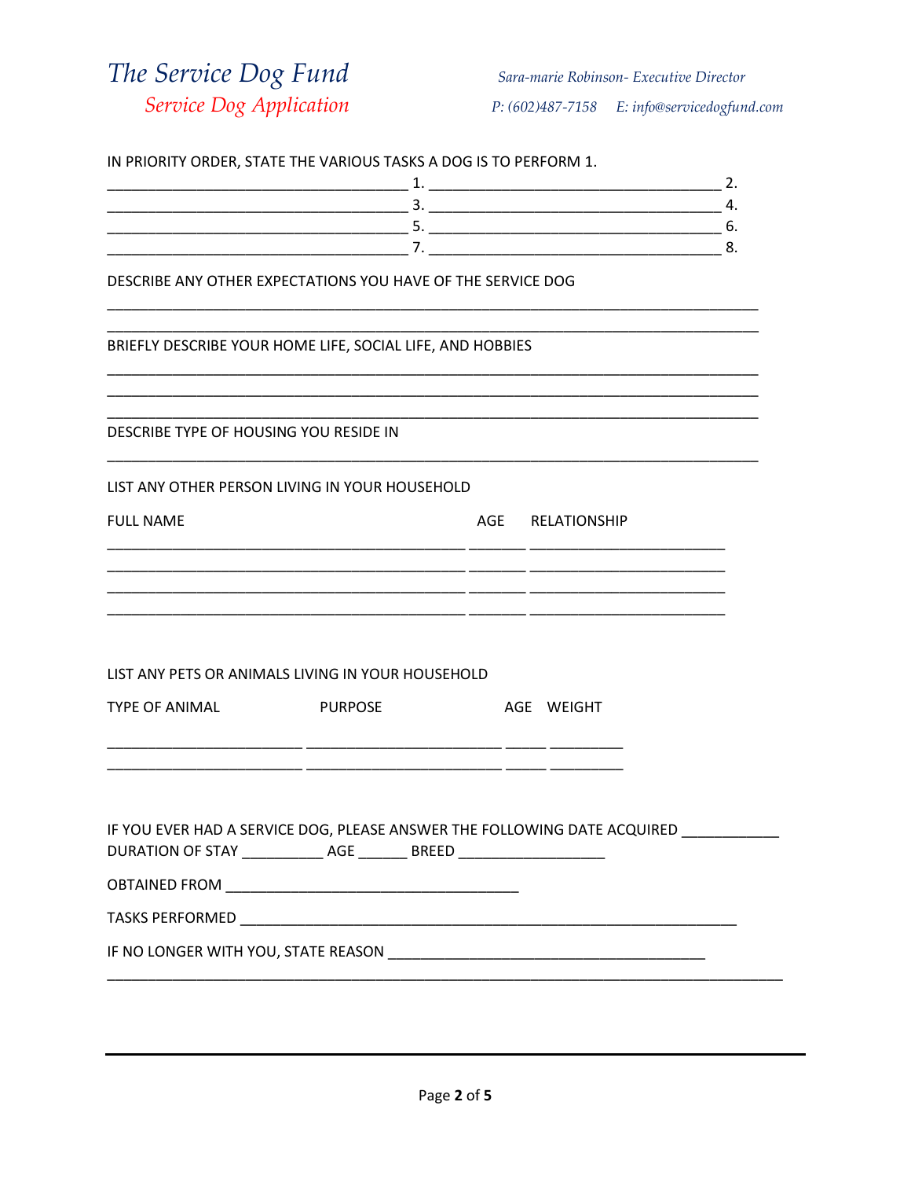# The Service Dog Fund

## Service Dog Application

*Sara-marie Robinson- Executive Director*

*P: (602)487-7158 E: info@servicedogfund.com*

IN PRIORITY ORDER, STATE THE VARIOUS TASKS A DOG IS TO PERFORM 1.

____________________________________ 1. ___________________________________ 2.
____________________________________ 3. ___________________________________ 4.
____________________________________ 5. ___________________________________ 6.
____________________________________ 7. ___________________________________ 8.

DESCRIBE ANY OTHER EXPECTATIONS YOU HAVE OF THE SERVICE DOG

______________________________________________________________________________
______________________________________________________________________________

BRIEFLY DESCRIBE YOUR HOME LIFE, SOCIAL LIFE, AND HOBBIES

______________________________________________________________________________
______________________________________________________________________________
______________________________________________________________________________

DESCRIBE TYPE OF HOUSING YOU RESIDE IN

______________________________________________________________________________

LIST ANY OTHER PERSON LIVING IN YOUR HOUSEHOLD

| FULL NAME | AGE | RELATIONSHIP |
|---|---|---|
| | | |
| | | |
| | | |
| | | |

LIST ANY PETS OR ANIMALS LIVING IN YOUR HOUSEHOLD

| TYPE OF ANIMAL | PURPOSE | AGE | WEIGHT |
|---|---|---|---|
| | | | |
| | | | |

IF YOU EVER HAD A SERVICE DOG, PLEASE ANSWER THE FOLLOWING DATE ACQUIRED ___________
DURATION OF STAY __________ AGE ______ BREED _________________

OBTAINED FROM ___________________________________

TASKS PERFORMED ____________________________________________________________

IF NO LONGER WITH YOU, STATE REASON _____________________________________
______________________________________________________________________________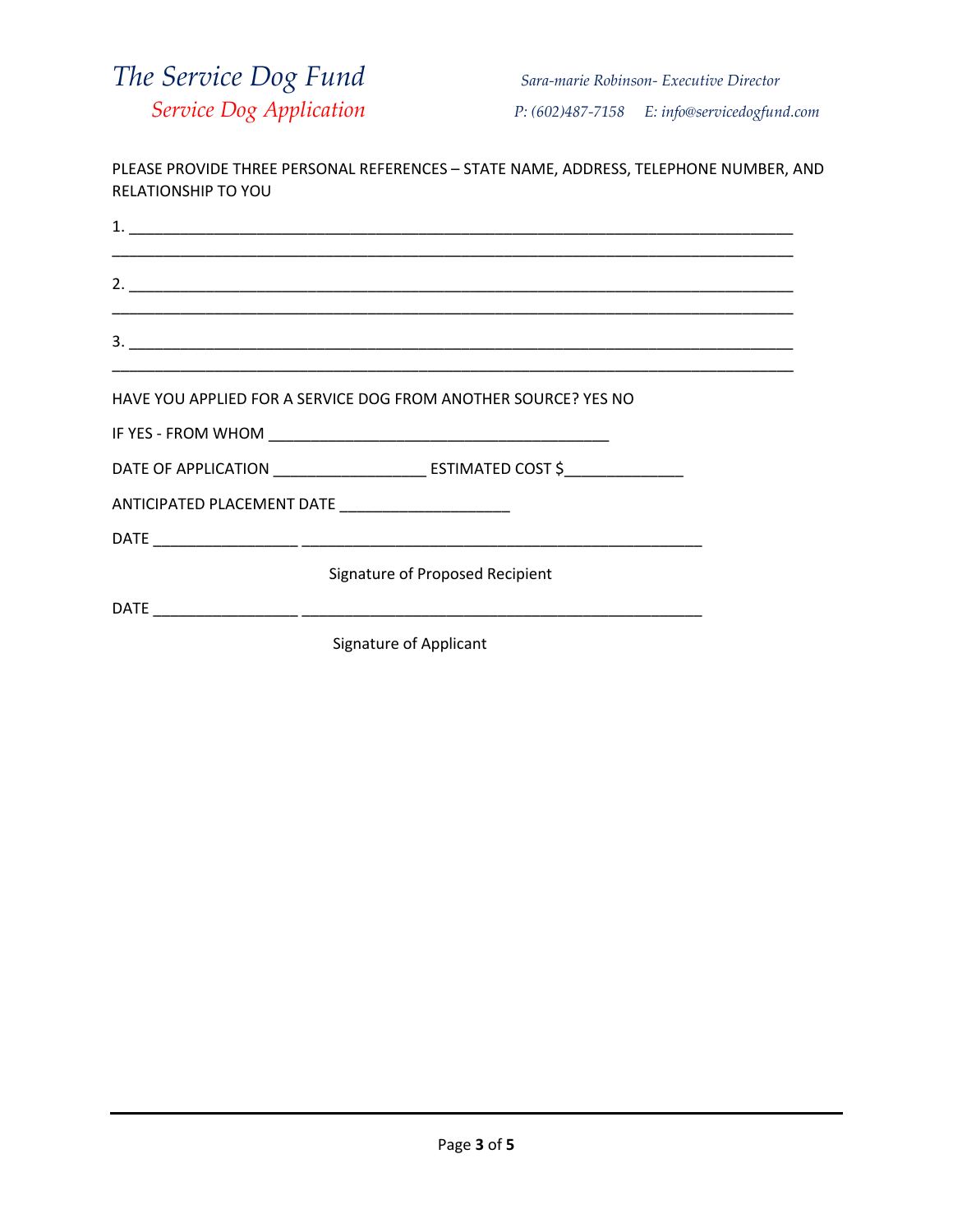PLEASE PROVIDE THREE PERSONAL REFERENCES – STATE NAME, ADDRESS, TELEPHONE NUMBER, AND RELATIONSHIP TO YOU

1. ____________________________________________________________________________
______________________________________________________________________________

2. ____________________________________________________________________________
______________________________________________________________________________

3. ____________________________________________________________________________
______________________________________________________________________________

HAVE YOU APPLIED FOR A SERVICE DOG FROM ANOTHER SOURCE? YES NO

IF YES - FROM WHOM ________________________________________

DATE OF APPLICATION __________________ ESTIMATED COST $______________

ANTICIPATED PLACEMENT DATE ____________________

DATE _________________ ________________________________________________

Signature of Proposed Recipient

DATE _________________ ________________________________________________

Signature of Applicant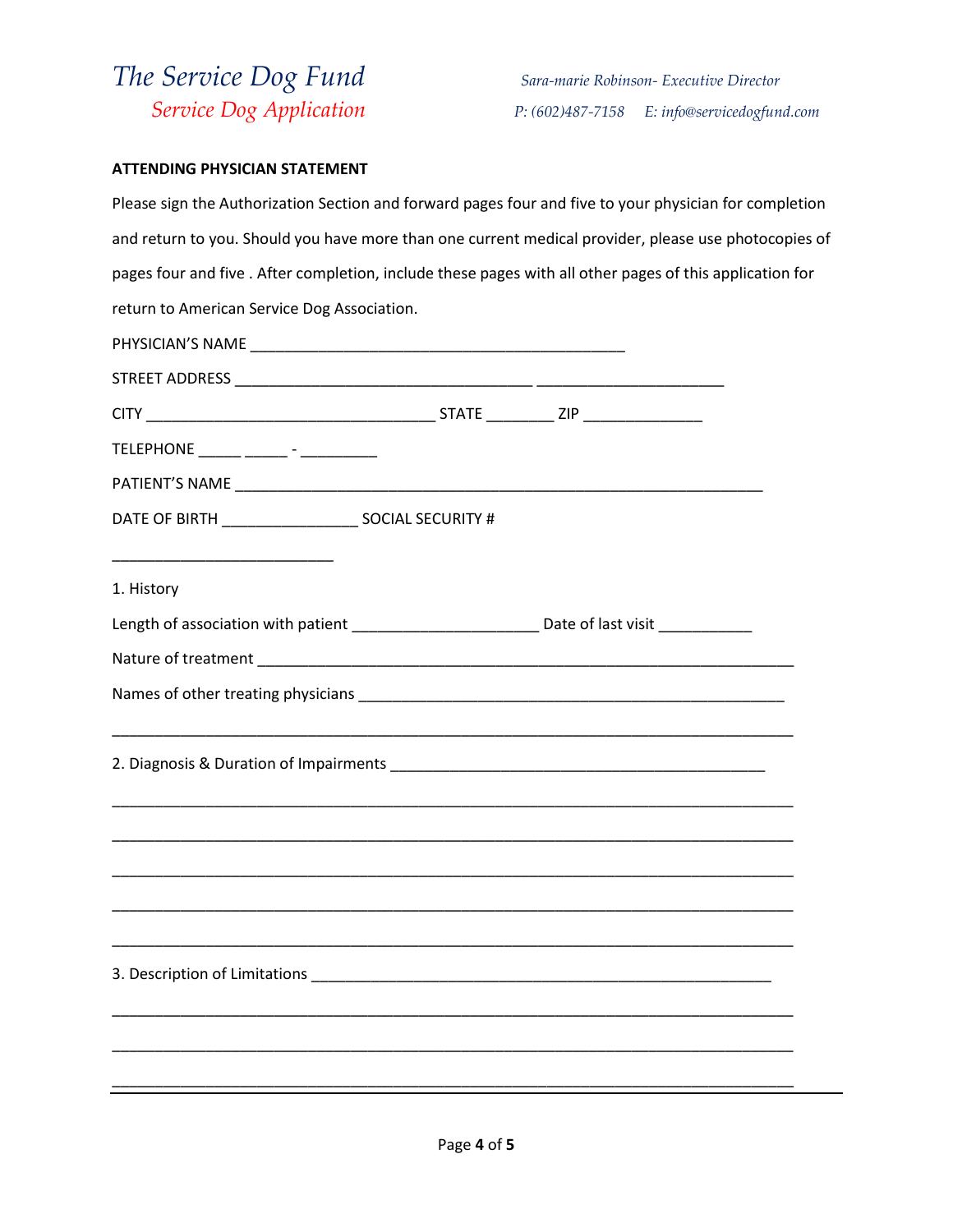*The Service Dog Fund*
*Service Dog Application*

*Sara-marie Robinson- Executive Director*
*P: (602)487-7158 E: info@servicedogfund.com*

**ATTENDING PHYSICIAN STATEMENT**

Please sign the Authorization Section and forward pages four and five to your physician for completion and return to you. Should you have more than one current medical provider, please use photocopies of pages four and five . After completion, include these pages with all other pages of this application for return to American Service Dog Association.

PHYSICIAN'S NAME ____________________________________________

STREET ADDRESS ___________________________________ _____________________

CITY __________________________________ STATE ________ ZIP ______________

TELEPHONE _____ _____ - _________

PATIENT'S NAME ______________________________________________________________

DATE OF BIRTH ________________ SOCIAL SECURITY # __________________________

1. History

Length of association with patient ______________________ Date of last visit ___________

Nature of treatment _________________________________________________________________

Names of other treating physicians ___________________________________________________

_______________________________________________________________________________

2. Diagnosis & Duration of Impairments _____________________________________________

_______________________________________________________________________________

_______________________________________________________________________________

_______________________________________________________________________________

_______________________________________________________________________________

_______________________________________________________________________________

3. Description of Limitations ______________________________________________________

_______________________________________________________________________________

_______________________________________________________________________________

_______________________________________________________________________________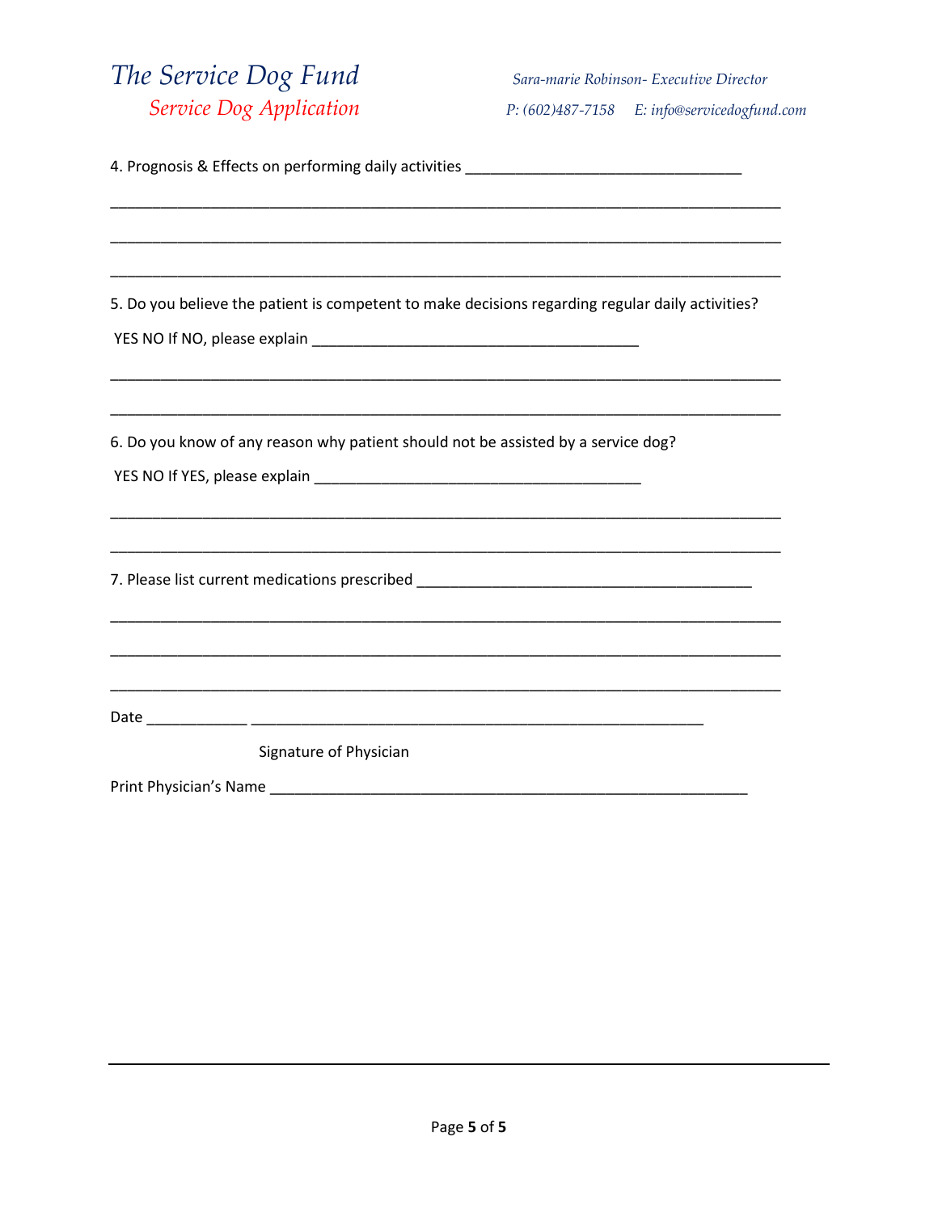4. Prognosis & Effects on performing daily activities ________________________________

_______________________________________________________________________________

_______________________________________________________________________________

_______________________________________________________________________________

5. Do you believe the patient is competent to make decisions regarding regular daily activities?

YES NO If NO, please explain ______________________________________

_______________________________________________________________________________

_______________________________________________________________________________

6. Do you know of any reason why patient should not be assisted by a service dog?

YES NO If YES, please explain ______________________________________

_______________________________________________________________________________

_______________________________________________________________________________

7. Please list current medications prescribed _______________________________________

_______________________________________________________________________________

_______________________________________________________________________________

_______________________________________________________________________________

Date ____________ ______________________________________________________

Signature of Physician

Print Physician's Name _________________________________________________________